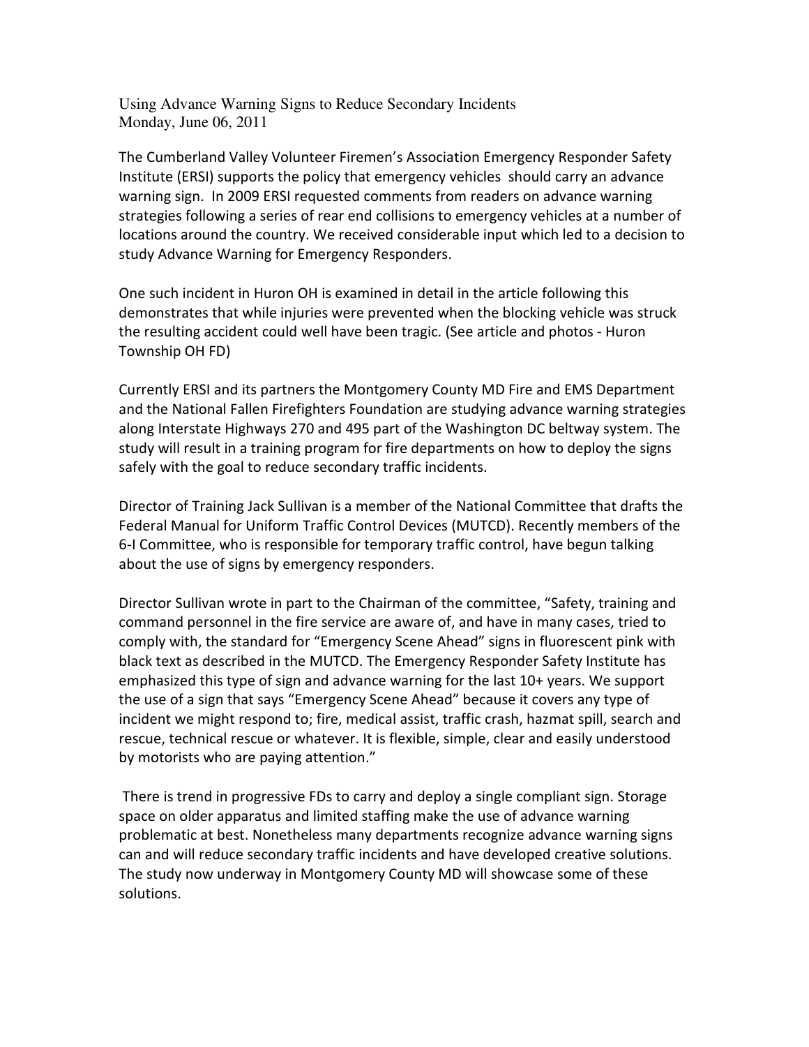Using Advance Warning Signs to Reduce Secondary Incidents
Monday, June 06, 2011

The Cumberland Valley Volunteer Firemen's Association Emergency Responder Safety Institute (ERSI) supports the policy that emergency vehicles should carry an advance warning sign. In 2009 ERSI requested comments from readers on advance warning strategies following a series of rear end collisions to emergency vehicles at a number of locations around the country. We received considerable input which led to a decision to study Advance Warning for Emergency Responders.

One such incident in Huron OH is examined in detail in the article following this demonstrates that while injuries were prevented when the blocking vehicle was struck the resulting accident could well have been tragic. (See article and photos - Huron Township OH FD)

Currently ERSI and its partners the Montgomery County MD Fire and EMS Department and the National Fallen Firefighters Foundation are studying advance warning strategies along Interstate Highways 270 and 495 part of the Washington DC beltway system. The study will result in a training program for fire departments on how to deploy the signs safely with the goal to reduce secondary traffic incidents.

Director of Training Jack Sullivan is a member of the National Committee that drafts the Federal Manual for Uniform Traffic Control Devices (MUTCD). Recently members of the 6-I Committee, who is responsible for temporary traffic control, have begun talking about the use of signs by emergency responders.

Director Sullivan wrote in part to the Chairman of the committee, "Safety, training and command personnel in the fire service are aware of, and have in many cases, tried to comply with, the standard for "Emergency Scene Ahead" signs in fluorescent pink with black text as described in the MUTCD. The Emergency Responder Safety Institute has emphasized this type of sign and advance warning for the last 10+ years. We support the use of a sign that says "Emergency Scene Ahead" because it covers any type of incident we might respond to; fire, medical assist, traffic crash, hazmat spill, search and rescue, technical rescue or whatever. It is flexible, simple, clear and easily understood by motorists who are paying attention."

There is trend in progressive FDs to carry and deploy a single compliant sign. Storage space on older apparatus and limited staffing make the use of advance warning problematic at best. Nonetheless many departments recognize advance warning signs can and will reduce secondary traffic incidents and have developed creative solutions. The study now underway in Montgomery County MD will showcase some of these solutions.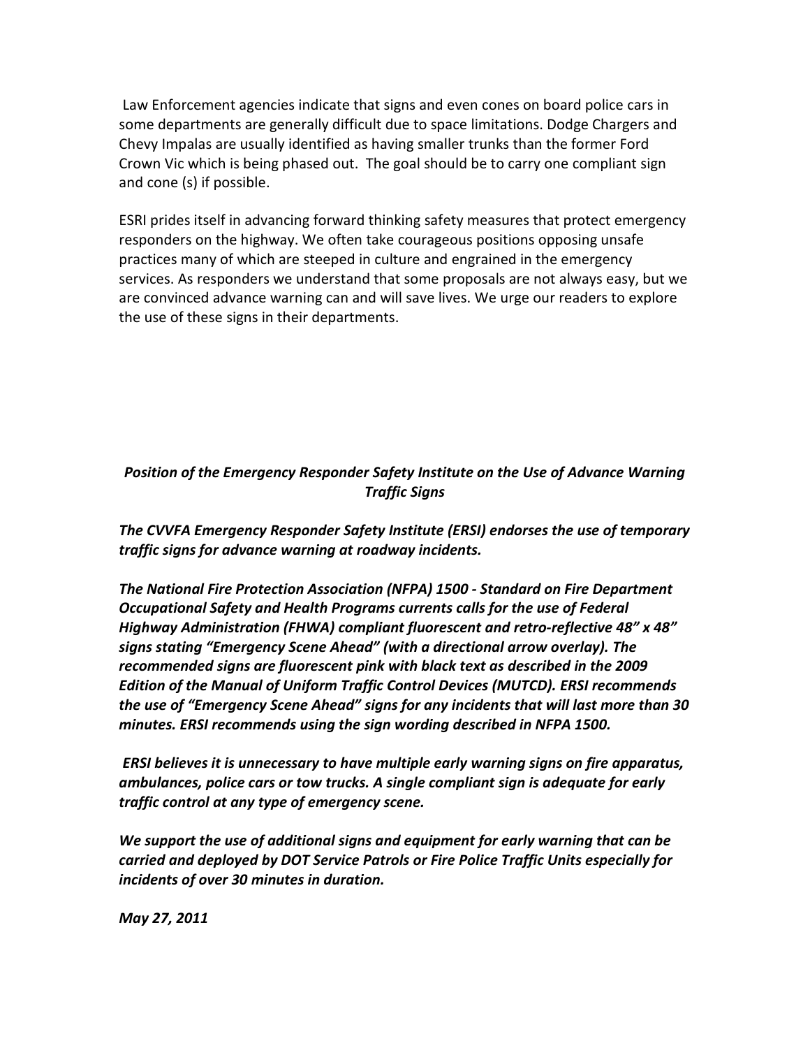Law Enforcement agencies indicate that signs and even cones on board police cars in some departments are generally difficult due to space limitations. Dodge Chargers and Chevy Impalas are usually identified as having smaller trunks than the former Ford Crown Vic which is being phased out. The goal should be to carry one compliant sign and cone (s) if possible.

ESRI prides itself in advancing forward thinking safety measures that protect emergency responders on the highway. We often take courageous positions opposing unsafe practices many of which are steeped in culture and engrained in the emergency services. As responders we understand that some proposals are not always easy, but we are convinced advance warning can and will save lives. We urge our readers to explore the use of these signs in their departments.

***Position of the Emergency Responder Safety Institute on the Use of Advance Warning Traffic Signs***

***The CVVFA Emergency Responder Safety Institute (ERSI) endorses the use of temporary traffic signs for advance warning at roadway incidents.***

***The National Fire Protection Association (NFPA) 1500 - Standard on Fire Department Occupational Safety and Health Programs currents calls for the use of Federal Highway Administration (FHWA) compliant fluorescent and retro-reflective 48" x 48" signs stating "Emergency Scene Ahead" (with a directional arrow overlay). The recommended signs are fluorescent pink with black text as described in the 2009 Edition of the Manual of Uniform Traffic Control Devices (MUTCD). ERSI recommends the use of "Emergency Scene Ahead" signs for any incidents that will last more than 30 minutes. ERSI recommends using the sign wording described in NFPA 1500.***

***ERSI believes it is unnecessary to have multiple early warning signs on fire apparatus, ambulances, police cars or tow trucks. A single compliant sign is adequate for early traffic control at any type of emergency scene.***

***We support the use of additional signs and equipment for early warning that can be carried and deployed by DOT Service Patrols or Fire Police Traffic Units especially for incidents of over 30 minutes in duration.***

***May 27, 2011***